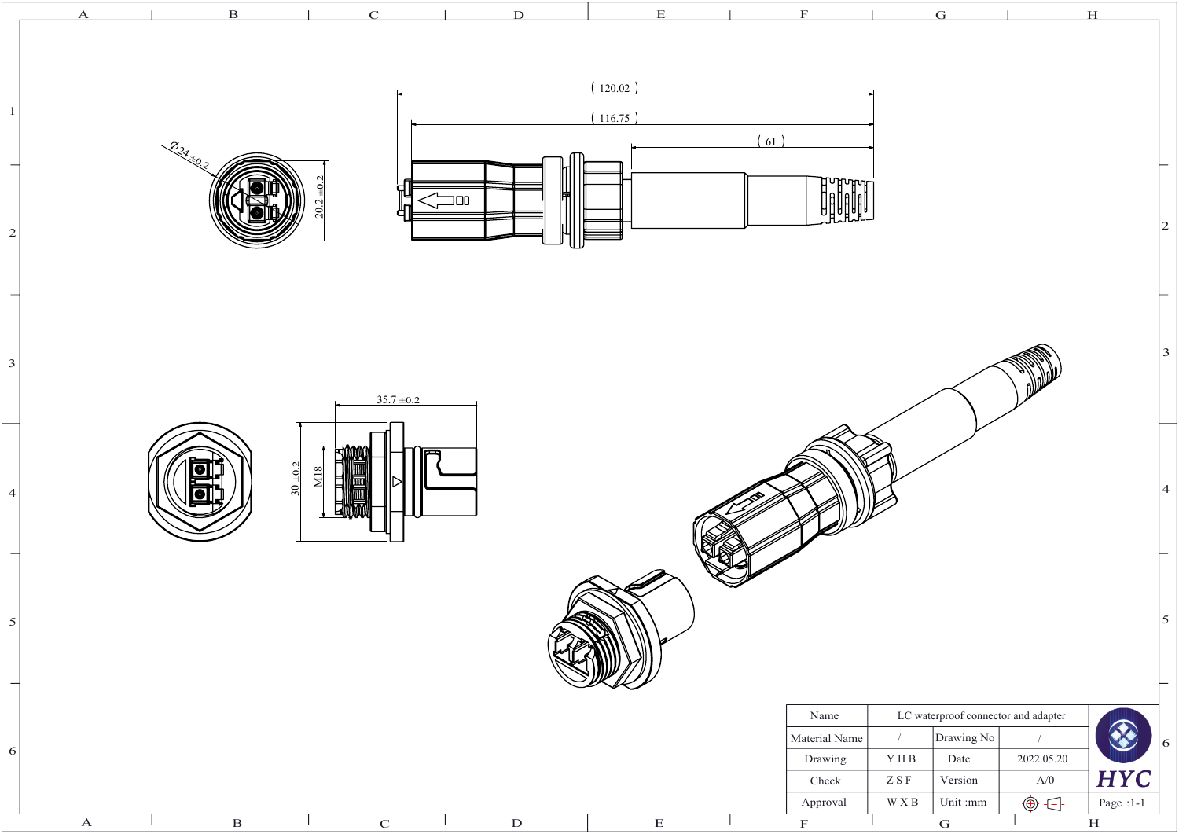( 120.02 )

( 116.75 )

( 61 )

Ø24 ±0.2

20.2 ±0.2

35.7 ±0.2

30 ±0.2

M18

| Name | LC waterproof connector and adapter | | |
|---|---|---|---|
| Material Name | / | Drawing No | / |
| Drawing | Y H B | Date | 2022.05.20 |
| Check | Z S F | Version | A/0 |
| Approval | W X B | Unit :mm | |

HYC

Page :1-1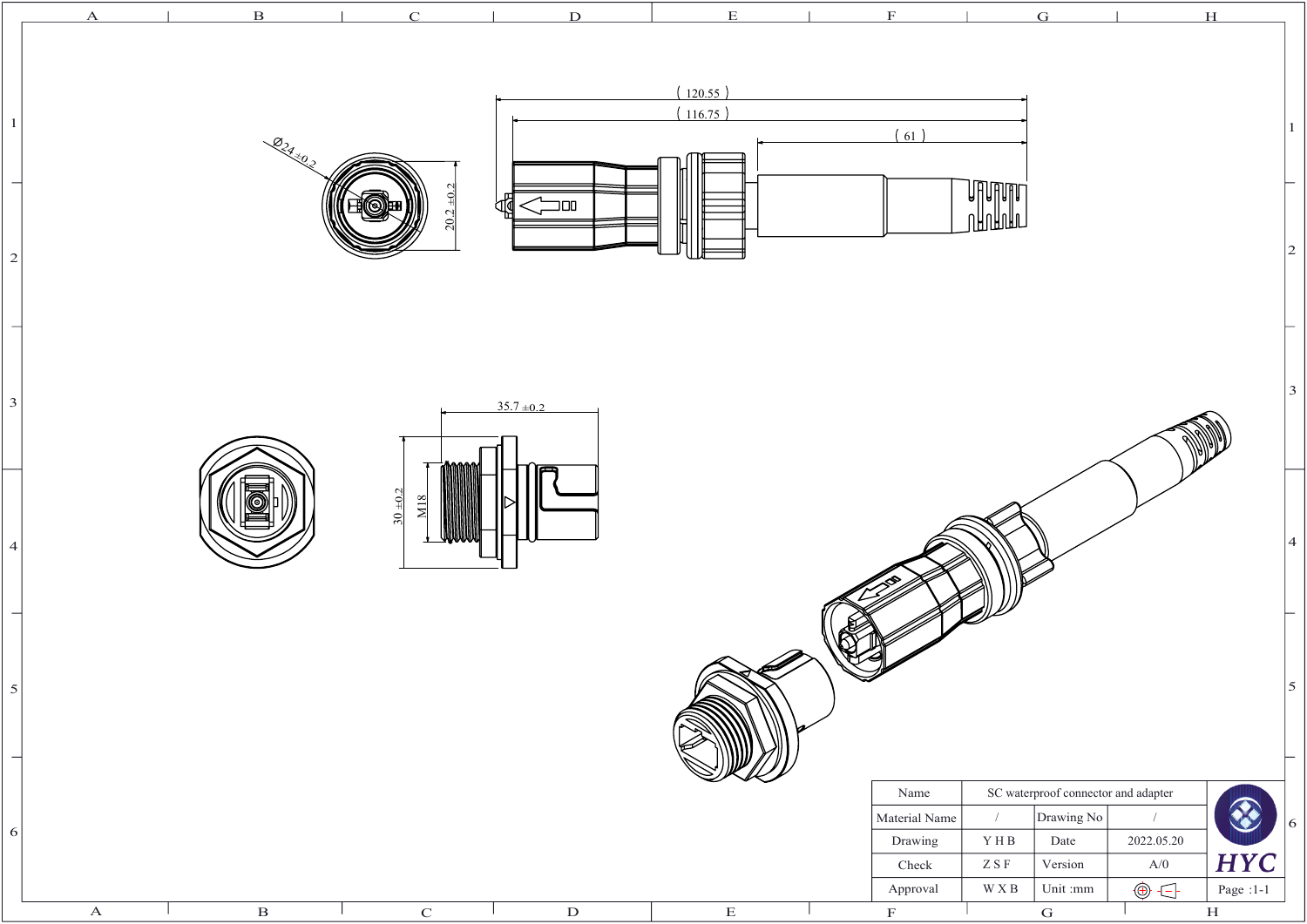(120.55)

(116.75)

(61)

Ø24 ±0.2

20.2 ±0.2

35.7 ±0.2

30 ±0.2

M18

| Name | SC waterproof connector and adapter | | |
|---|---|---|---|
| Material Name | / | Drawing No | / |
| Drawing | Y H B | Date | 2022.05.20 |
| Check | Z S F | Version | A/0 |
| Approval | W X B | Unit :mm | |

HYC

Page :1-1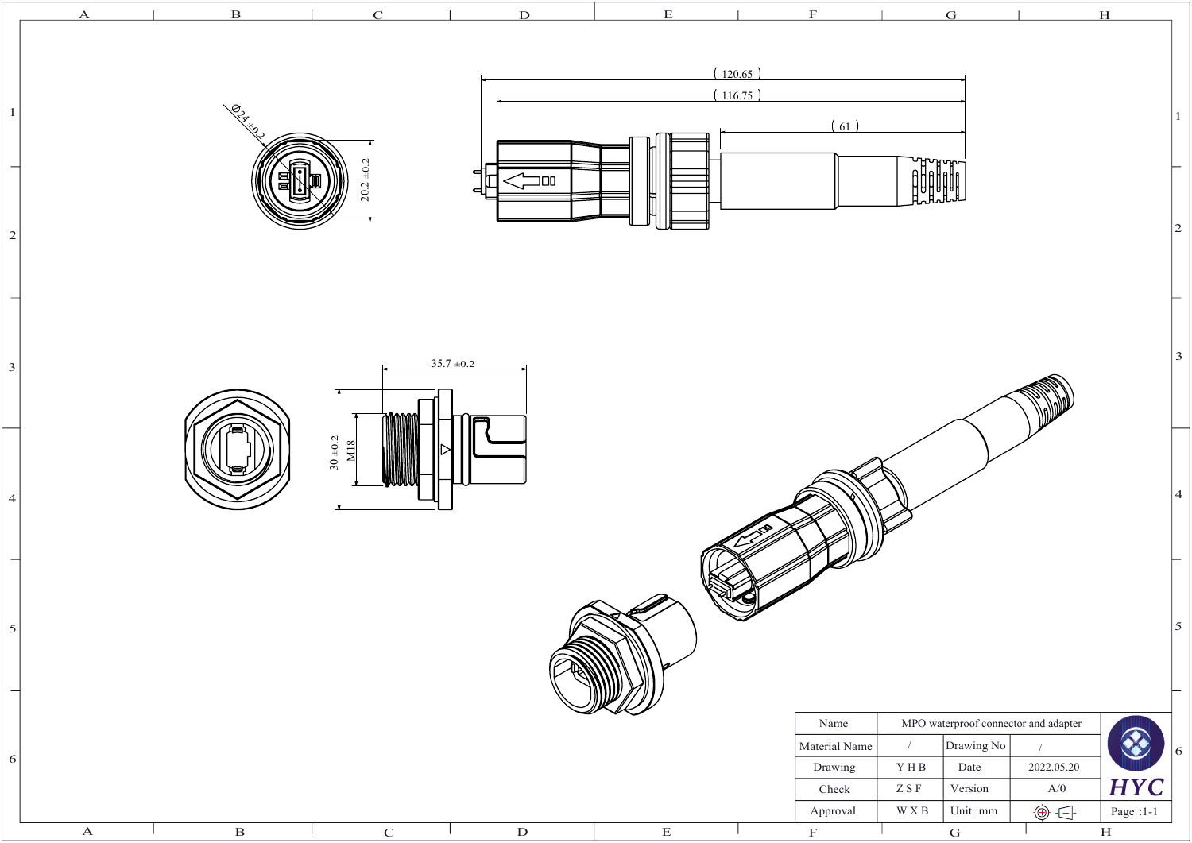(120.65)

(116.75)

(61)

Ø24 ±0.2

20.2 ±0.2

35.7 ±0.2

30 ±0.2

M18

| | | | |
|---|---|---|---|
| Name | MPO waterproof connector and adapter | | |
| Material Name | / | Drawing No | / |
| Drawing | Y H B | Date | 2022.05.20 |
| Check | Z S F | Version | A/0 |
| Approval | W X B | Unit :mm | |

HYC

Page :1-1